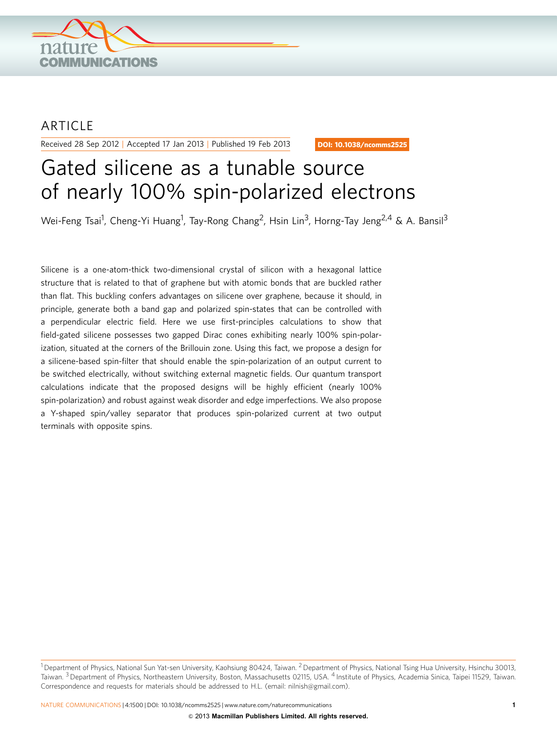ARTICLE

Received 28 Sep 2012 | Accepted 17 Jan 2013 | Published 19 Feb 2013

DOI: 10.1038/ncomms2525

# Gated silicene as a tunable source of nearly 100% spin-polarized electrons

Wei-Feng Tsai[1], Cheng-Yi Huang[1], Tay-Rong Chang[2], Hsin Lin[3], Horng-Tay Jeng[2,4] & A. Bansil[3]

Silicene is a one-atom-thick two-dimensional crystal of silicon with a hexagonal lattice structure that is related to that of graphene but with atomic bonds that are buckled rather than flat. This buckling confers advantages on silicene over graphene, because it should, in principle, generate both a band gap and polarized spin-states that can be controlled with a perpendicular electric field. Here we use first-principles calculations to show that field-gated silicene possesses two gapped Dirac cones exhibiting nearly 100% spin-polarization, situated at the corners of the Brillouin zone. Using this fact, we propose a design for a silicene-based spin-filter that should enable the spin-polarization of an output current to be switched electrically, without switching external magnetic fields. Our quantum transport calculations indicate that the proposed designs will be highly efficient (nearly 100% spin-polarization) and robust against weak disorder and edge imperfections. We also propose a Y-shaped spin/valley separator that produces spin-polarized current at two output terminals with opposite spins.

[1] Department of Physics, National Sun Yat-sen University, Kaohsiung 80424, Taiwan. [2] Department of Physics, National Tsing Hua University, Hsinchu 30013, Taiwan. [3] Department of Physics, Northeastern University, Boston, Massachusetts 02115, USA. [4] Institute of Physics, Academia Sinica, Taipei 11529, Taiwan. Correspondence and requests for materials should be addressed to H.L. (email: nilnish@gmail.com).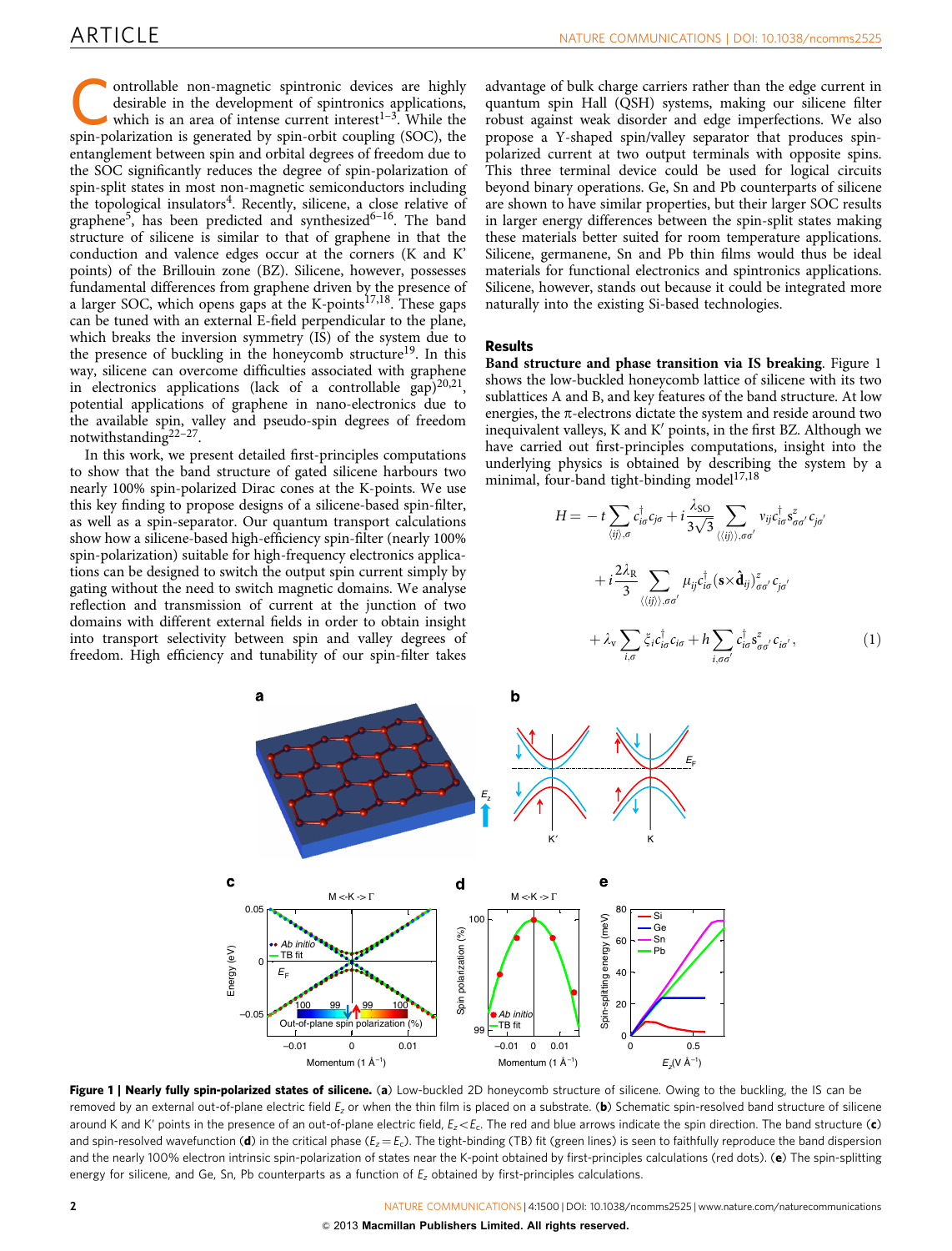Controllable non-magnetic spintronic devices are highly desirable in the development of spintronics applications, which is an area of intense current interest[1–3]. While the spin-polarization is generated by spin-orbit coupling (SOC), the entanglement between spin and orbital degrees of freedom due to the SOC significantly reduces the degree of spin-polarization of spin-split states in most non-magnetic semiconductors including the topological insulators[4]. Recently, silicene, a close relative of graphene[5], has been predicted and synthesized[6–16]. The band structure of silicene is similar to that of graphene in that the conduction and valence edges occur at the corners (K and K′ points) of the Brillouin zone (BZ). Silicene, however, possesses fundamental differences from graphene driven by the presence of a larger SOC, which opens gaps at the K-points[17,18]. These gaps can be tuned with an external E-field perpendicular to the plane, which breaks the inversion symmetry (IS) of the system due to the presence of buckling in the honeycomb structure[19]. In this way, silicene can overcome difficulties associated with graphene in electronics applications (lack of a controllable gap)[20,21], potential applications of graphene in nano-electronics due to the available spin, valley and pseudo-spin degrees of freedom notwithstanding[22–27].

In this work, we present detailed first-principles computations to show that the band structure of gated silicene harbours two nearly 100% spin-polarized Dirac cones at the K-points. We use this key finding to propose designs of a silicene-based spin-filter, as well as a spin-separator. Our quantum transport calculations show how a silicene-based high-efficiency spin-filter (nearly 100% spin-polarization) suitable for high-frequency electronics applications can be designed to switch the output spin current simply by gating without the need to switch magnetic domains. We analyse reflection and transmission of current at the junction of two domains with different external fields in order to obtain insight into transport selectivity between spin and valley degrees of freedom. High efficiency and tunability of our spin-filter takes advantage of bulk charge carriers rather than the edge current in quantum spin Hall (QSH) systems, making our silicene filter robust against weak disorder and edge imperfections. We also propose a Y-shaped spin/valley separator that produces spin-polarized current at two output terminals with opposite spins. This three terminal device could be used for logical circuits beyond binary operations. Ge, Sn and Pb counterparts of silicene are shown to have similar properties, but their larger SOC results in larger energy differences between the spin-split states making these materials better suited for room temperature applications. Silicene, germanene, Sn and Pb thin films would thus be ideal materials for functional electronics and spintronics applications. Silicene, however, stands out because it could be integrated more naturally into the existing Si-based technologies.

## Results

**Band structure and phase transition via IS breaking**. Figure 1 shows the low-buckled honeycomb lattice of silicene with its two sublattices A and B, and key features of the band structure. At low energies, the π-electrons dictate the system and reside around two inequivalent valleys, K and K′ points, in the first BZ. Although we have carried out first-principles computations, insight into the underlying physics is obtained by describing the system by a minimal, four-band tight-binding model[17,18]

$$
\begin{aligned}
H = & -t\sum_{\langle ij\rangle,\sigma} c^{\dagger}_{i\sigma}c_{j\sigma} + i\frac{\lambda_{\mathrm{SO}}}{3\sqrt{3}}\sum_{\langle\langle ij\rangle\rangle,\sigma\sigma'} v_{ij}c^{\dagger}_{i\sigma}s^{z}_{\sigma\sigma'}c_{j\sigma'} \\
& + i\frac{2\lambda_{\mathrm{R}}}{3}\sum_{\langle\langle ij\rangle\rangle,\sigma\sigma'} \mu_{ij}c^{\dagger}_{i\sigma}(\mathbf{s}\times\hat{\mathbf{d}}_{ij})^{z}_{\sigma\sigma'}c_{j\sigma'} \\
& + \lambda_{\mathrm{v}}\sum_{i,\sigma}\xi_i c^{\dagger}_{i\sigma}c_{i\sigma} + h\sum_{i,\sigma\sigma'} c^{\dagger}_{i\sigma}s^{z}_{\sigma\sigma'}c_{i\sigma'},
\end{aligned}
\qquad (1)
$$

a

b

$E_z$

$E_F$

K′

K

c

M <-K -> Γ

0.05

Energy (eV)

0

−0.05

Ab initio

TB fit

$E_F$

100 99 99 100

Out-of-plane spin polarization (%)

−0.01 0 0.01

Momentum (1 Å$^{-1}$)

d

M <-K -> Γ

100

Spin polarization (%)

99

Ab initio

TB fit

−0.01 0 0.01

Momentum (1 Å$^{-1}$)

e

80

60

40

20

0

Spin-splitting energy (meV)

Si

Ge

Sn

Pb

0 0.5

$E_z$(V Å$^{-1}$)

**Figure 1 | Nearly fully spin-polarized states of silicene.** (**a**) Low-buckled 2D honeycomb structure of silicene. Owing to the buckling, the IS can be removed by an external out-of-plane electric field $E_z$ or when the thin film is placed on a substrate. (**b**) Schematic spin-resolved band structure of silicene around K and K′ points in the presence of an out-of-plane electric field, $E_z < E_c$. The red and blue arrows indicate the spin direction. The band structure (**c**) and spin-resolved wavefunction (**d**) in the critical phase ($E_z = E_c$). The tight-binding (TB) fit (green lines) is seen to faithfully reproduce the band dispersion and the nearly 100% electron intrinsic spin-polarization of states near the K-point obtained by first-principles calculations (red dots). (**e**) The spin-splitting energy for silicene, and Ge, Sn, Pb counterparts as a function of $E_z$ obtained by first-principles calculations.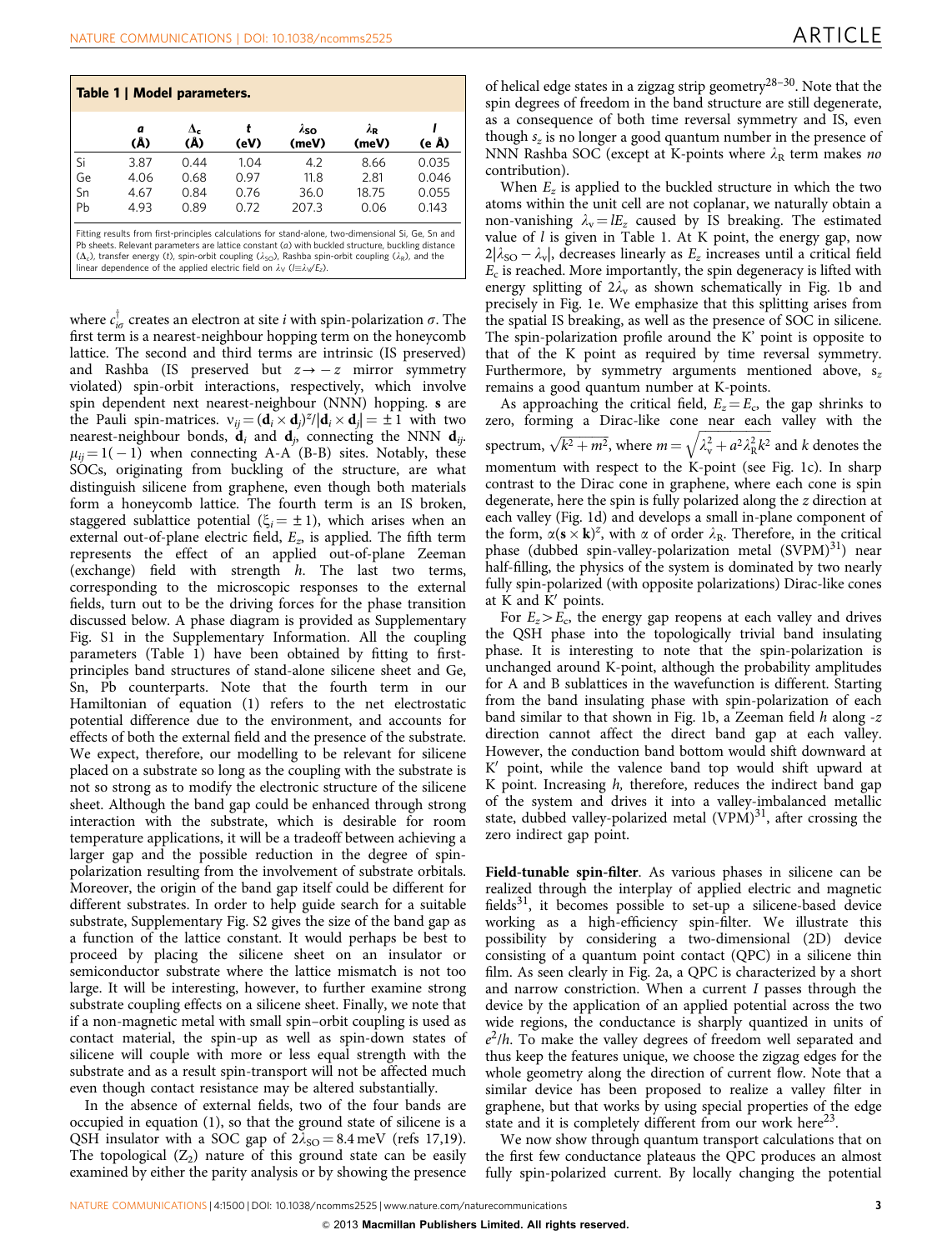**Table 1 | Model parameters.**

| | *a* (Å) | $\Delta_c$ (Å) | *t* (eV) | $\lambda_{SO}$ (meV) | $\lambda_R$ (meV) | *l* (e Å) |
|---|---|---|---|---|---|---|
| Si | 3.87 | 0.44 | 1.04 | 4.2 | 8.66 | 0.035 |
| Ge | 4.06 | 0.68 | 0.97 | 11.8 | 2.81 | 0.046 |
| Sn | 4.67 | 0.84 | 0.76 | 36.0 | 18.75 | 0.055 |
| Pb | 4.93 | 0.89 | 0.72 | 207.3 | 0.06 | 0.143 |

Fitting results from first-principles calculations for stand-alone, two-dimensional Si, Ge, Sn and Pb sheets. Relevant parameters are lattice constant (*a*) with buckled structure, buckling distance ($\Delta_c$), transfer energy (*t*), spin-orbit coupling ($\lambda_{SO}$), Rashba spin-orbit coupling ($\lambda_R$), and the linear dependence of the applied electric field on $\lambda_V$ ($l \equiv \lambda_V / E_z$).

where $c^{\dagger}_{i\sigma}$ creates an electron at site *i* with spin-polarization $\sigma$. The first term is a nearest-neighbour hopping term on the honeycomb lattice. The second and third terms are intrinsic (IS preserved) and Rashba (IS preserved but $z \to -z$ mirror symmetry violated) spin-orbit interactions, respectively, which involve spin dependent next nearest-neighbour (NNN) hopping. **s** are the Pauli spin-matrices. $\nu_{ij} = (\mathbf{d}_i \times \mathbf{d}_j)^z / |\mathbf{d}_i \times \mathbf{d}_j| = \pm 1$ with two nearest-neighbour bonds, $\mathbf{d}_i$ and $\mathbf{d}_j$, connecting the NNN $\mathbf{d}_{ij}$. $\mu_{ij} = 1(-1)$ when connecting A-A (B-B) sites. Notably, these SOCs, originating from buckling of the structure, are what distinguish silicene from graphene, even though both materials form a honeycomb lattice. The fourth term is an IS broken, staggered sublattice potential ($\xi_i = \pm 1$), which arises when an external out-of-plane electric field, $E_z$, is applied. The fifth term represents the effect of an applied out-of-plane Zeeman (exchange) field with strength *h*. The last two terms, corresponding to the microscopic responses to the external fields, turn out to be the driving forces for the phase transition discussed below. A phase diagram is provided as Supplementary Fig. S1 in the Supplementary Information. All the coupling parameters (Table 1) have been obtained by fitting to first-principles band structures of stand-alone silicene sheet and Ge, Sn, Pb counterparts. Note that the fourth term in our Hamiltonian of equation (1) refers to the net electrostatic potential difference due to the environment, and accounts for effects of both the external field and the presence of the substrate. We expect, therefore, our modelling to be relevant for silicene placed on a substrate so long as the coupling with the substrate is not so strong as to modify the electronic structure of the silicene sheet. Although the band gap could be enhanced through strong interaction with the substrate, which is desirable for room temperature applications, it will be a tradeoff between achieving a larger gap and the possible reduction in the degree of spin-polarization resulting from the involvement of substrate orbitals. Moreover, the origin of the band gap itself could be different for different substrates. In order to help guide search for a suitable substrate, Supplementary Fig. S2 gives the size of the band gap as a function of the lattice constant. It would perhaps be best to proceed by placing the silicene sheet on an insulator or semiconductor substrate where the lattice mismatch is not too large. It will be interesting, however, to further examine strong substrate coupling effects on a silicene sheet. Finally, we note that if a non-magnetic metal with small spin–orbit coupling is used as contact material, the spin-up as well as spin-down states of silicene will couple with more or less equal strength with the substrate and as a result spin-transport will not be affected much even though contact resistance may be altered substantially.

In the absence of external fields, two of the four bands are occupied in equation (1), so that the ground state of silicene is a QSH insulator with a SOC gap of $2\lambda_{SO} = 8.4$ meV (refs 17,19). The topological ($Z_2$) nature of this ground state can be easily examined by either the parity analysis or by showing the presence of helical edge states in a zigzag strip geometry[28–30]. Note that the spin degrees of freedom in the band structure are still degenerate, as a consequence of both time reversal symmetry and IS, even though $s_z$ is no longer a good quantum number in the presence of NNN Rashba SOC (except at K-points where $\lambda_R$ term makes *no* contribution).

When $E_z$ is applied to the buckled structure in which the two atoms within the unit cell are not coplanar, we naturally obtain a non-vanishing $\lambda_v = lE_z$ caused by IS breaking. The estimated value of *l* is given in Table 1. At K point, the energy gap, now $2|\lambda_{SO} - \lambda_v|$, decreases linearly as $E_z$ increases until a critical field $E_c$ is reached. More importantly, the spin degeneracy is lifted with energy splitting of $2\lambda_v$ as shown schematically in Fig. 1b and precisely in Fig. 1e. We emphasize that this splitting arises from the spatial IS breaking, as well as the presence of SOC in silicene. The spin-polarization profile around the K' point is opposite to that of the K point as required by time reversal symmetry. Furthermore, by symmetry arguments mentioned above, $s_z$ remains a good quantum number at K-points.

As approaching the critical field, $E_z = E_c$, the gap shrinks to zero, forming a Dirac-like cone near each valley with the spectrum, $\sqrt{k^2 + m^2}$, where $m = \sqrt{\lambda_v^2 + a^2 \lambda_R^2 k^2}$ and *k* denotes the momentum with respect to the K-point (see Fig. 1c). In sharp contrast to the Dirac cone in graphene, where each cone is spin degenerate, here the spin is fully polarized along the *z* direction at each valley (Fig. 1d) and develops a small in-plane component of the form, $\alpha(\mathbf{s} \times \mathbf{k})^z$, with $\alpha$ of order $\lambda_R$. Therefore, in the critical phase (dubbed spin-valley-polarization metal (SVPM)[31]) near half-filling, the physics of the system is dominated by two nearly fully spin-polarized (with opposite polarizations) Dirac-like cones at K and K′ points.

For $E_z > E_c$, the energy gap reopens at each valley and drives the QSH phase into the topologically trivial band insulating phase. It is interesting to note that the spin-polarization is unchanged around K-point, although the probability amplitudes for A and B sublattices in the wavefunction is different. Starting from the band insulating phase with spin-polarization of each band similar to that shown in Fig. 1b, a Zeeman field *h* along *-z* direction cannot affect the direct band gap at each valley. However, the conduction band bottom would shift downward at K′ point, while the valence band top would shift upward at K point. Increasing *h*, therefore, reduces the indirect band gap of the system and drives it into a valley-imbalanced metallic state, dubbed valley-polarized metal (VPM)[31], after crossing the zero indirect gap point.

**Field-tunable spin-filter**. As various phases in silicene can be realized through the interplay of applied electric and magnetic fields[31], it becomes possible to set-up a silicene-based device working as a high-efficiency spin-filter. We illustrate this possibility by considering a two-dimensional (2D) device consisting of a quantum point contact (QPC) in a silicene thin film. As seen clearly in Fig. 2a, a QPC is characterized by a short and narrow constriction. When a current *I* passes through the device by the application of an applied potential across the two wide regions, the conductance is sharply quantized in units of $e^2/h$. To make the valley degrees of freedom well separated and thus keep the features unique, we choose the zigzag edges for the whole geometry along the direction of current flow. Note that a similar device has been proposed to realize a valley filter in graphene, but that works by using special properties of the edge state and it is completely different from our work here[23].

We now show through quantum transport calculations that on the first few conductance plateaus the QPC produces an almost fully spin-polarized current. By locally changing the potential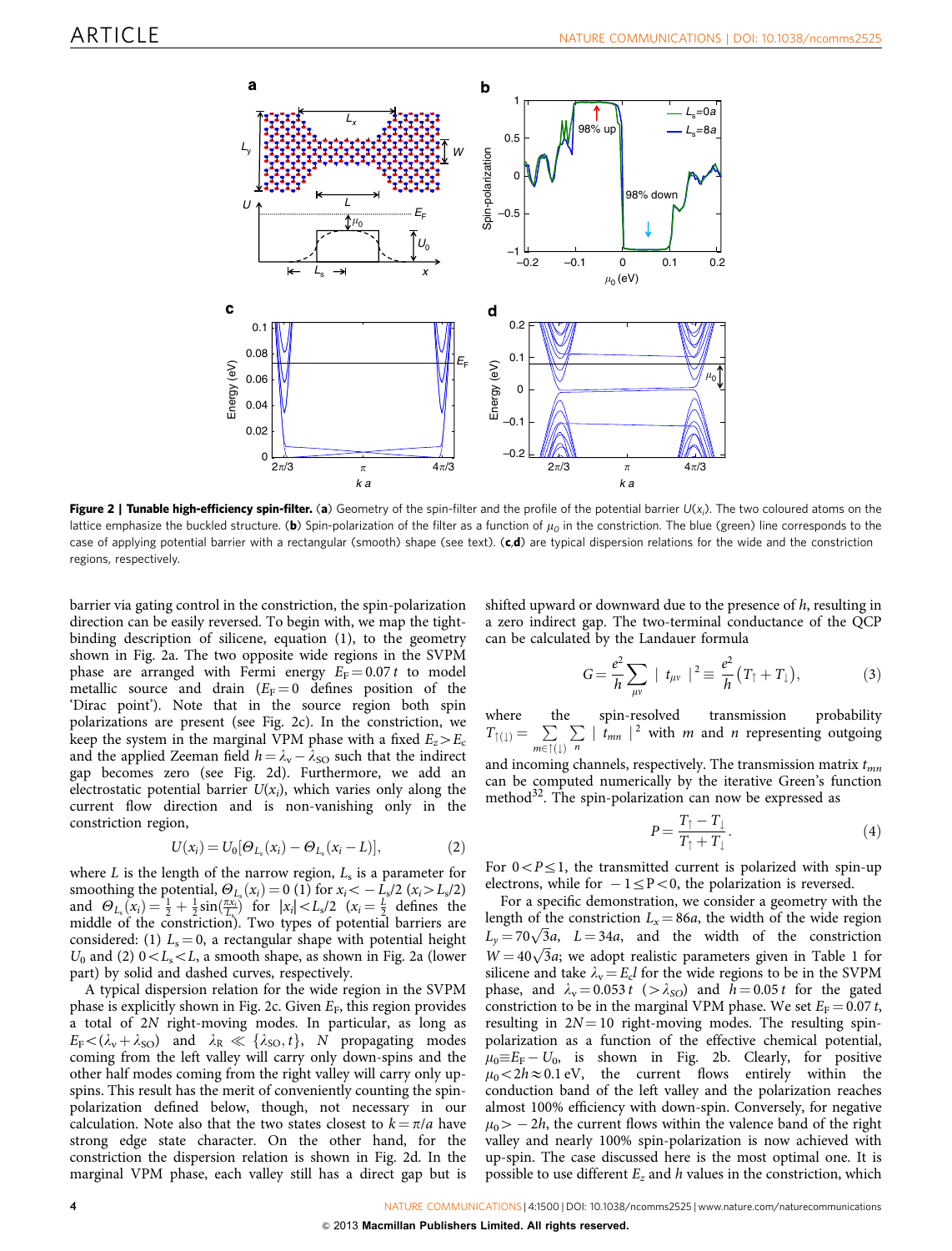**Figure 2 | Tunable high-efficiency spin-filter.** (**a**) Geometry of the spin-filter and the profile of the potential barrier $U(x_i)$. The two coloured atoms on the lattice emphasize the buckled structure. (**b**) Spin-polarization of the filter as a function of $\mu_0$ in the constriction. The blue (green) line corresponds to the case of applying potential barrier with a rectangular (smooth) shape (see text). (**c**,**d**) are typical dispersion relations for the wide and the constriction regions, respectively.

barrier via gating control in the constriction, the spin-polarization direction can be easily reversed. To begin with, we map the tight-binding description of silicene, equation (1), to the geometry shown in Fig. 2a. The two opposite wide regions in the SVPM phase are arranged with Fermi energy $E_F = 0.07\,t$ to model metallic source and drain ($E_F = 0$ defines position of the 'Dirac point'). Note that in the source region both spin polarizations are present (see Fig. 2c). In the constriction, we keep the system in the marginal VPM phase with a fixed $E_z > E_c$ and the applied Zeeman field $h = \lambda_v - \lambda_{SO}$ such that the indirect gap becomes zero (see Fig. 2d). Furthermore, we add an electrostatic potential barrier $U(x_i)$, which varies only along the current flow direction and is non-vanishing only in the constriction region,

$$U(x_i) = U_0[\Theta_{L_s}(x_i) - \Theta_{L_s}(x_i - L)], \tag{2}$$

where $L$ is the length of the narrow region, $L_s$ is a parameter for smoothing the potential, $\Theta_{L_s}(x_i) = 0$ (1) for $x_i < -L_s/2$ ($x_i > L_s/2$) and $\Theta_{L_s}(x_i) = \frac{1}{2} + \frac{1}{2}\sin(\frac{\pi x_i}{L_s})$ for $|x_i| < L_s/2$ ($x_i = \frac{L}{2}$ defines the middle of the constriction). Two types of potential barriers are considered: (1) $L_s = 0$, a rectangular shape with potential height $U_0$ and (2) $0 < L_s < L$, a smooth shape, as shown in Fig. 2a (lower part) by solid and dashed curves, respectively.

A typical dispersion relation for the wide region in the SVPM phase is explicitly shown in Fig. 2c. Given $E_F$, this region provides a total of $2N$ right-moving modes. In particular, as long as $E_F < (\lambda_v + \lambda_{SO})$ and $\lambda_R \ll \{\lambda_{SO}, t\}$, $N$ propagating modes coming from the left valley will carry only down-spins and the other half modes coming from the right valley will carry only up-spins. This result has the merit of conveniently counting the spin-polarization defined below, though, not necessary in our calculation. Note also that the two states closest to $k = \pi/a$ have strong edge state character. On the other hand, for the constriction the dispersion relation is shown in Fig. 2d. In the marginal VPM phase, each valley still has a direct gap but is shifted upward or downward due to the presence of $h$, resulting in a zero indirect gap. The two-terminal conductance of the QCP can be calculated by the Landauer formula

$$G = \frac{e^2}{h}\sum_{\mu\nu} |\ t_{\mu\nu}\ |^2 \equiv \frac{e^2}{h}(T_\uparrow + T_\downarrow), \tag{3}$$

where the spin-resolved transmission probability $T_{\uparrow(\downarrow)} = \sum_{m\in\uparrow(\downarrow)}\sum_n |\ t_{mn}\ |^2$ with $m$ and $n$ representing outgoing and incoming channels, respectively. The transmission matrix $t_{mn}$ can be computed numerically by the iterative Green's function method[32]. The spin-polarization can now be expressed as

$$P = \frac{T_\uparrow - T_\downarrow}{T_\uparrow + T_\downarrow}. \tag{4}$$

For $0 < P \leq 1$, the transmitted current is polarized with spin-up electrons, while for $-1 \leq P < 0$, the polarization is reversed.

For a specific demonstration, we consider a geometry with the length of the constriction $L_x = 86a$, the width of the wide region $L_y = 70\sqrt{3}a$, $L = 34a$, and the width of the constriction $W = 40\sqrt{3}a$; we adopt realistic parameters given in Table 1 for silicene and take $\lambda_v = E_c l$ for the wide regions to be in the SVPM phase, and $\lambda_v = 0.053\,t$ ($> \lambda_{SO}$) and $h = 0.05\,t$ for the gated constriction to be in the marginal VPM phase. We set $E_F = 0.07\,t$, resulting in $2N = 10$ right-moving modes. The resulting spin-polarization as a function of the effective chemical potential, $\mu_0 \equiv E_F - U_0$, is shown in Fig. 2b. Clearly, for positive $\mu_0 < 2h \approx 0.1$ eV, the current flows entirely within the conduction band of the left valley and the polarization reaches almost 100% efficiency with down-spin. Conversely, for negative $\mu_0 > -2h$, the current flows within the valence band of the right valley and nearly 100% spin-polarization is now achieved with up-spin. The case discussed here is the most optimal one. It is possible to use different $E_z$ and $h$ values in the constriction, which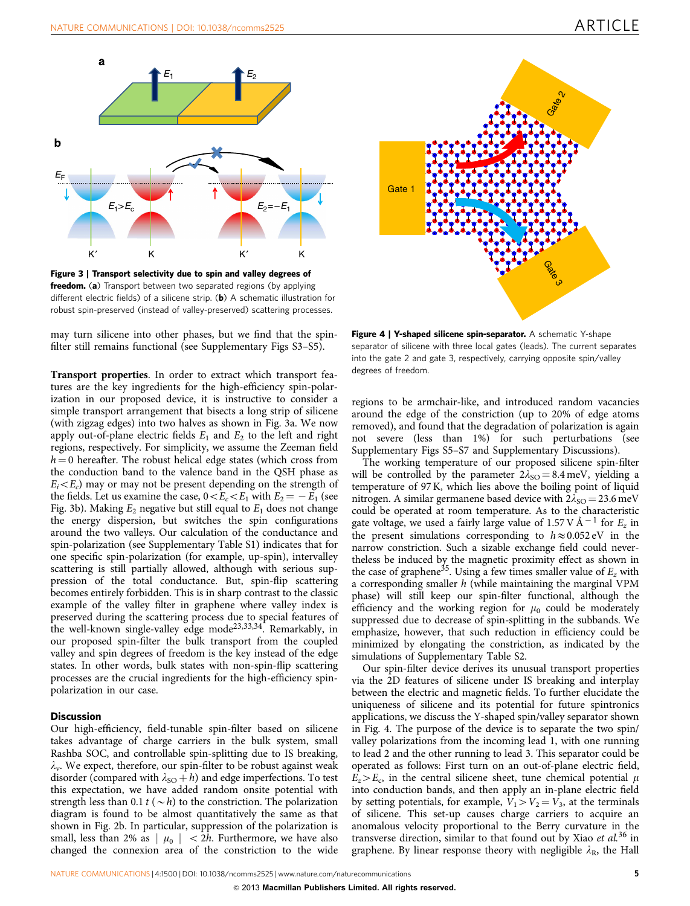**Figure 3 | Transport selectivity due to spin and valley degrees of freedom.** (**a**) Transport between two separated regions (by applying different electric fields) of a silicene strip. (**b**) A schematic illustration for robust spin-preserved (instead of valley-preserved) scattering processes.

may turn silicene into other phases, but we find that the spin-filter still remains functional (see Supplementary Figs S3–S5).

**Transport properties**. In order to extract which transport features are the key ingredients for the high-efficiency spin-polarization in our proposed device, it is instructive to consider a simple transport arrangement that bisects a long strip of silicene (with zigzag edges) into two halves as shown in Fig. 3a. We now apply out-of-plane electric fields $E_1$ and $E_2$ to the left and right regions, respectively. For simplicity, we assume the Zeeman field $h = 0$ hereafter. The robust helical edge states (which cross from the conduction band to the valence band in the QSH phase as $E_i < E_c$) may or may not be present depending on the strength of the fields. Let us examine the case, $0 < E_c < E_1$ with $E_2 = -E_1$ (see Fig. 3b). Making $E_2$ negative but still equal to $E_1$ does not change the energy dispersion, but switches the spin configurations around the two valleys. Our calculation of the conductance and spin-polarization (see Supplementary Table S1) indicates that for one specific spin-polarization (for example, up-spin), intervalley scattering is still partially allowed, although with serious suppression of the total conductance. But, spin-flip scattering becomes entirely forbidden. This is in sharp contrast to the classic example of the valley filter in graphene where valley index is preserved during the scattering process due to special features of the well-known single-valley edge mode[23,33,34]. Remarkably, in our proposed spin-filter the bulk transport from the coupled valley and spin degrees of freedom is the key instead of the edge states. In other words, bulk states with non-spin-flip scattering processes are the crucial ingredients for the high-efficiency spin-polarization in our case.

## Discussion

Our high-efficiency, field-tunable spin-filter based on silicene takes advantage of charge carriers in the bulk system, small Rashba SOC, and controllable spin-splitting due to IS breaking, $\lambda_v$. We expect, therefore, our spin-filter to be robust against weak disorder (compared with $\lambda_{SO} + h$) and edge imperfections. To test this expectation, we have added random onsite potential with strength less than $0.1\ t$ ($\sim h$) to the constriction. The polarization diagram is found to be almost quantitatively the same as that shown in Fig. 2b. In particular, suppression of the polarization is small, less than 2% as $|\mu_0| < 2h$. Furthermore, we have also changed the connexion area of the constriction to the wide regions to be armchair-like, and introduced random vacancies around the edge of the constriction (up to 20% of edge atoms removed), and found that the degradation of polarization is again not severe (less than 1%) for such perturbations (see Supplementary Figs S5–S7 and Supplementary Discussions).

The working temperature of our proposed silicene spin-filter will be controlled by the parameter $2\lambda_{SO} = 8.4$ meV, yielding a temperature of 97 K, which lies above the boiling point of liquid nitrogen. A similar germanene based device with $2\lambda_{SO} = 23.6$ meV could be operated at room temperature. As to the characteristic gate voltage, we used a fairly large value of $1.57\ \mathrm{V\ \AA^{-1}}$ for $E_z$ in the present simulations corresponding to $h \approx 0.052$ eV in the narrow constriction. Such a sizable exchange field could nevertheless be induced by the magnetic proximity effect as shown in the case of graphene[35]. Using a few times smaller value of $E_z$ with a corresponding smaller $h$ (while maintaining the marginal VPM phase) will still keep our spin-filter functional, although the efficiency and the working region for $\mu_0$ could be moderately suppressed due to decrease of spin-splitting in the subbands. We emphasize, however, that such reduction in efficiency could be minimized by elongating the constriction, as indicated by the simulations of Supplementary Table S2.

Our spin-filter device derives its unusual transport properties via the 2D features of silicene under IS breaking and interplay between the electric and magnetic fields. To further elucidate the uniqueness of silicene and its potential for future spintronics applications, we discuss the Y-shaped spin/valley separator shown in Fig. 4. The purpose of the device is to separate the two spin/valley polarizations from the incoming lead 1, with one running to lead 2 and the other running to lead 3. This separator could be operated as follows: First turn on an out-of-plane electric field, $E_z > E_c$, in the central silicene sheet, tune chemical potential $\mu$ into conduction bands, and then apply an in-plane electric field by setting potentials, for example, $V_1 > V_2 = V_3$, at the terminals of silicene. This set-up causes charge carriers to acquire an anomalous velocity proportional to the Berry curvature in the transverse direction, similar to that found out by Xiao *et al.*[36] in graphene. By linear response theory with negligible $\lambda_R$, the Hall

**Figure 4 | Y-shaped silicene spin-separator.** A schematic Y-shape separator of silicene with three local gates (leads). The current separates into the gate 2 and gate 3, respectively, carrying opposite spin/valley degrees of freedom.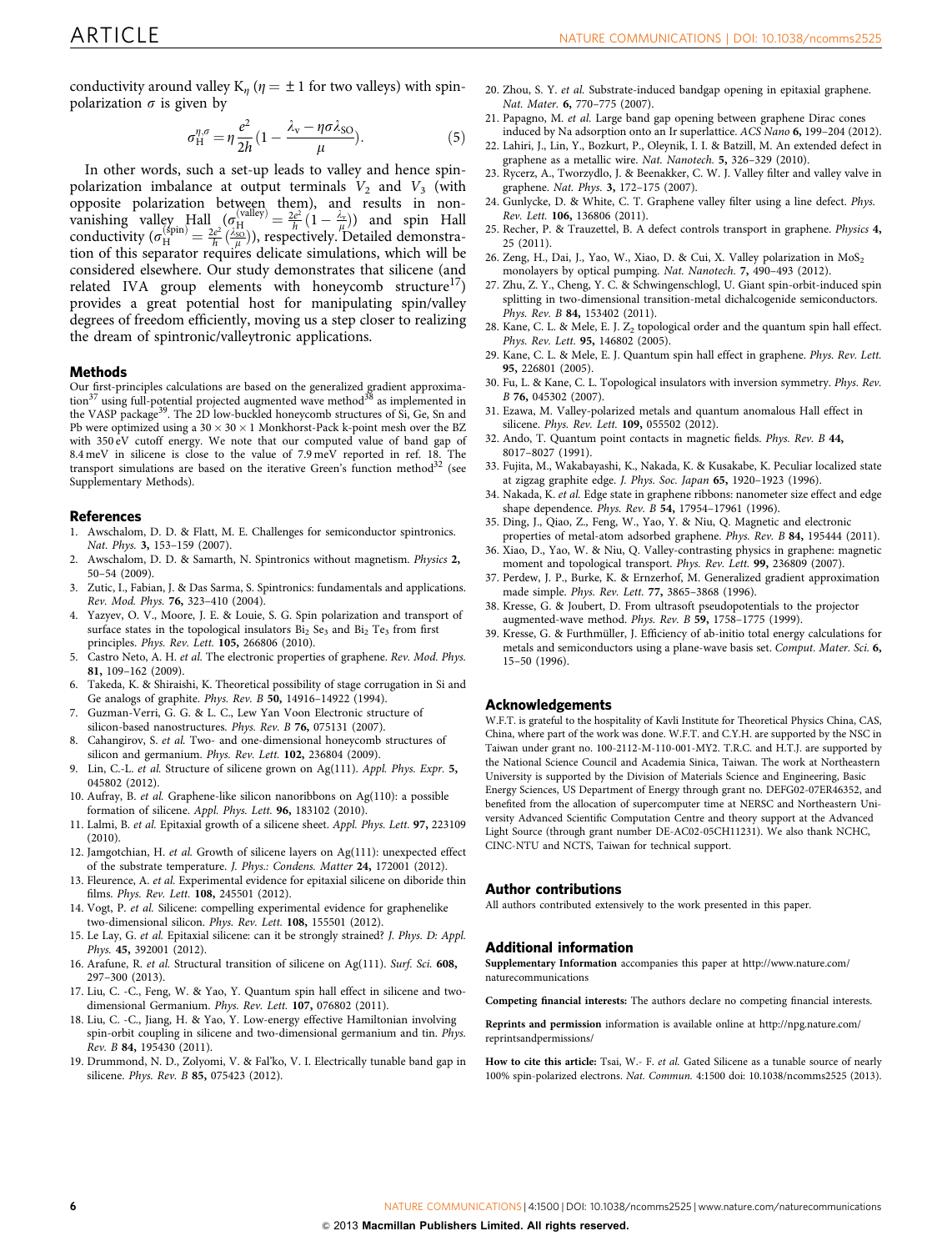conductivity around valley $K_\eta$ ($\eta = \pm 1$ for two valleys) with spin-polarization $\sigma$ is given by

$$\sigma_{\mathrm{H}}^{\eta,\sigma} = \eta \frac{e^2}{2h}\left(1 - \frac{\lambda_{\mathrm{v}} - \eta\sigma\lambda_{\mathrm{SO}}}{\mu}\right). \quad (5)$$

In other words, such a set-up leads to valley and hence spin-polarization imbalance at output terminals $V_2$ and $V_3$ (with opposite polarization between them), and results in non-vanishing valley Hall ($\sigma_{\mathrm{H}}^{(\mathrm{valley})} = \frac{2e^2}{h}(1 - \frac{\lambda_{\mathrm{v}}}{\mu})$) and spin Hall conductivity ($\sigma_{\mathrm{H}}^{(\mathrm{spin})} = \frac{2e^2}{h}(\frac{\lambda_{\mathrm{SO}}}{\mu})$), respectively. Detailed demonstration of this separator requires delicate simulations, which will be considered elsewhere. Our study demonstrates that silicene (and related IVA group elements with honeycomb structure[17]) provides a great potential host for manipulating spin/valley degrees of freedom efficiently, moving us a step closer to realizing the dream of spintronic/valleytronic applications.

## Methods

Our first-principles calculations are based on the generalized gradient approximation[37] using full-potential projected augmented wave method[38] as implemented in the VASP package[39]. The 2D low-buckled honeycomb structures of Si, Ge, Sn and Pb were optimized using a $30 \times 30 \times 1$ Monkhorst-Pack k-point mesh over the BZ with 350 eV cutoff energy. We note that our computed value of band gap of 8.4 meV in silicene is close to the value of 7.9 meV reported in ref. 18. The transport simulations are based on the iterative Green's function method[32] (see Supplementary Methods).

## References

1. Awschalom, D. D. & Flatt, M. E. Challenges for semiconductor spintronics. *Nat. Phys.* **3,** 153–159 (2007).
2. Awschalom, D. D. & Samarth, N. Spintronics without magnetism. *Physics* **2,** 50–54 (2009).
3. Zutic, I., Fabian, J. & Das Sarma, S. Spintronics: fundamentals and applications. *Rev. Mod. Phys.* **76,** 323–410 (2004).
4. Yazyev, O. V., Moore, J. E. & Louie, S. G. Spin polarization and transport of surface states in the topological insulators $Bi_2 Se_3$ and $Bi_2 Te_3$ from first principles. *Phys. Rev. Lett.* **105,** 266806 (2010).
5. Castro Neto, A. H. *et al.* The electronic properties of graphene. *Rev. Mod. Phys.* **81,** 109–162 (2009).
6. Takeda, K. & Shiraishi, K. Theoretical possibility of stage corrugation in Si and Ge analogs of graphite. *Phys. Rev. B* **50,** 14916–14922 (1994).
7. Guzman-Verri, G. G. & L. C., Lew Yan Voon Electronic structure of silicon-based nanostructures. *Phys. Rev. B* **76,** 075131 (2007).
8. Cahangirov, S. *et al.* Two- and one-dimensional honeycomb structures of silicon and germanium. *Phys. Rev. Lett.* **102,** 236804 (2009).
9. Lin, C.-L. *et al.* Structure of silicene grown on Ag(111). *Appl. Phys. Expr.* **5,** 045802 (2012).
10. Aufray, B. *et al.* Graphene-like silicon nanoribbons on Ag(110): a possible formation of silicene. *Appl. Phys. Lett.* **96,** 183102 (2010).
11. Lalmi, B. *et al.* Epitaxial growth of a silicene sheet. *Appl. Phys. Lett.* **97,** 223109 (2010).
12. Jamgotchian, H. *et al.* Growth of silicene layers on Ag(111): unexpected effect of the substrate temperature. *J. Phys.: Condens. Matter* **24,** 172001 (2012).
13. Fleurence, A. *et al.* Experimental evidence for epitaxial silicene on diboride thin films. *Phys. Rev. Lett.* **108,** 245501 (2012).
14. Vogt, P. *et al.* Silicene: compelling experimental evidence for graphenelike two-dimensional silicon. *Phys. Rev. Lett.* **108,** 155501 (2012).
15. Le Lay, G. *et al.* Epitaxial silicene: can it be strongly strained? *J. Phys. D: Appl. Phys.* **45,** 392001 (2012).
16. Arafune, R. *et al.* Structural transition of silicene on Ag(111). *Surf. Sci.* **608,** 297–300 (2013).
17. Liu, C. -C., Feng, W. & Yao, Y. Quantum spin hall effect in silicene and two-dimensional Germanium. *Phys. Rev. Lett.* **107,** 076802 (2011).
18. Liu, C. -C., Jiang, H. & Yao, Y. Low-energy effective Hamiltonian involving spin-orbit coupling in silicene and two-dimensional germanium and tin. *Phys. Rev. B* **84,** 195430 (2011).
19. Drummond, N. D., Zolyomi, V. & Fal'ko, V. I. Electrically tunable band gap in silicene. *Phys. Rev. B* **85,** 075423 (2012).
20. Zhou, S. Y. *et al.* Substrate-induced bandgap opening in epitaxial graphene. *Nat. Mater.* **6,** 770–775 (2007).
21. Papagno, M. *et al.* Large band gap opening between graphene Dirac cones induced by Na adsorption onto an Ir superlattice. *ACS Nano* **6,** 199–204 (2012).
22. Lahiri, J., Lin, Y., Bozkurt, P., Oleynik, I. I. & Batzill, M. An extended defect in graphene as a metallic wire. *Nat. Nanotech.* **5,** 326–329 (2010).
23. Rycerz, A., Tworzydlo, J. & Beenakker, C. W. J. Valley filter and valley valve in graphene. *Nat. Phys.* **3,** 172–175 (2007).
24. Gunlycke, D. & White, C. T. Graphene valley filter using a line defect. *Phys. Rev. Lett.* **106,** 136806 (2011).
25. Recher, P. & Trauzettel, B. A defect controls transport in graphene. *Physics* **4,** 25 (2011).
26. Zeng, H., Dai, J., Yao, W., Xiao, D. & Cui, X. Valley polarization in $MoS_2$ monolayers by optical pumping. *Nat. Nanotech.* **7,** 490–493 (2012).
27. Zhu, Z. Y., Cheng, Y. C. & Schwingenschlogl, U. Giant spin-orbit-induced spin splitting in two-dimensional transition-metal dichalcogenide semiconductors. *Phys. Rev. B* **84,** 153402 (2011).
28. Kane, C. L. & Mele, E. J. $Z_2$ topological order and the quantum spin hall effect. *Phys. Rev. Lett.* **95,** 146802 (2005).
29. Kane, C. L. & Mele, E. J. Quantum spin hall effect in graphene. *Phys. Rev. Lett.* **95,** 226801 (2005).
30. Fu, L. & Kane, C. L. Topological insulators with inversion symmetry. *Phys. Rev. B* **76,** 045302 (2007).
31. Ezawa, M. Valley-polarized metals and quantum anomalous Hall effect in silicene. *Phys. Rev. Lett.* **109,** 055502 (2012).
32. Ando, T. Quantum point contacts in magnetic fields. *Phys. Rev. B* **44,** 8017–8027 (1991).
33. Fujita, M., Wakabayashi, K., Nakada, K. & Kusakabe, K. Peculiar localized state at zigzag graphite edge. *J. Phys. Soc. Japan* **65,** 1920–1923 (1996).
34. Nakada, K. *et al.* Edge state in graphene ribbons: nanometer size effect and edge shape dependence. *Phys. Rev. B* **54,** 17954–17961 (1996).
35. Ding, J., Qiao, Z., Feng, W., Yao, Y. & Niu, Q. Magnetic and electronic properties of metal-atom adsorbed graphene. *Phys. Rev. B* **84,** 195444 (2011).
36. Xiao, D., Yao, W. & Niu, Q. Valley-contrasting physics in graphene: magnetic moment and topological transport. *Phys. Rev. Lett.* **99,** 236809 (2007).
37. Perdew, J. P., Burke, K. & Ernzerhof, M. Generalized gradient approximation made simple. *Phys. Rev. Lett.* **77,** 3865–3868 (1996).
38. Kresse, G. & Joubert, D. From ultrasoft pseudopotentials to the projector augmented-wave method. *Phys. Rev. B* **59,** 1758–1775 (1999).
39. Kresse, G. & Furthmüller, J. Efficiency of ab-initio total energy calculations for metals and semiconductors using a plane-wave basis set. *Comput. Mater. Sci.* **6,** 15–50 (1996).

## Acknowledgements

W.F.T. is grateful to the hospitality of Kavli Institute for Theoretical Physics China, CAS, China, where part of the work was done. W.F.T. and C.Y.H. are supported by the NSC in Taiwan under grant no. 100-2112-M-110-001-MY2. T.R.C. and H.T.J. are supported by the National Science Council and Academia Sinica, Taiwan. The work at Northeastern University is supported by the Division of Materials Science and Engineering, Basic Energy Sciences, US Department of Energy through grant no. DEFG02-07ER46352, and benefited from the allocation of supercomputer time at NERSC and Northeastern University's Advanced Scientific Computation Centre and theory support at the Advanced Light Source (through grant number DE-AC02-05CH11231). We also thank NCHC, CINC-NTU and NCTS, Taiwan for technical support.

## Author contributions

All authors contributed extensively to the work presented in this paper.

## Additional information

**Supplementary Information** accompanies this paper at http://www.nature.com/naturecommunications

**Competing financial interests:** The authors declare no competing financial interests.

**Reprints and permission** information is available online at http://npg.nature.com/reprintsandpermissions/

**How to cite this article:** Tsai, W.- F. *et al.* Gated Silicene as a tunable source of nearly 100% spin-polarized electrons. *Nat. Commun.* 4:1500 doi: 10.1038/ncomms2525 (2013).